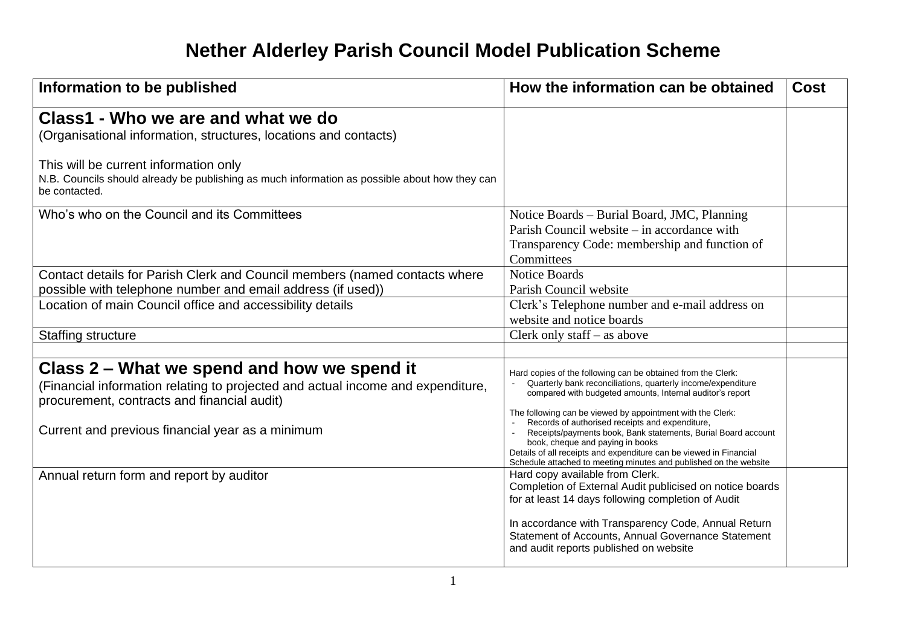# Nether Alderley Parish Council Model Publication Scheme

| Information to be published | How the information can be obtained | Cost |
|---|---|---|
| **Class1 - Who we are and what we do**<br>(Organisational information, structures, locations and contacts)<br><br>This will be current information only<br>N.B. Councils should already be publishing as much information as possible about how they can be contacted. | | |
| Who's who on the Council and its Committees | Notice Boards – Burial Board, JMC, Planning<br>Parish Council website – in accordance with Transparency Code: membership and function of Committees | |
| Contact details for Parish Clerk and Council members (named contacts where possible with telephone number and email address (if used)) | Notice Boards<br>Parish Council website | |
| Location of main Council office and accessibility details | Clerk's Telephone number and e-mail address on website and notice boards | |
| Staffing structure | Clerk only staff – as above | |
| | | |
| **Class 2 – What we spend and how we spend it**<br>(Financial information relating to projected and actual income and expenditure, procurement, contracts and financial audit)<br><br>Current and previous financial year as a minimum | Hard copies of the following can be obtained from the Clerk:<br>- Quarterly bank reconciliations, quarterly income/expenditure compared with budgeted amounts, Internal auditor's report<br><br>The following can be viewed by appointment with the Clerk:<br>- Records of authorised receipts and expenditure,<br>- Receipts/payments book, Bank statements, Burial Board account book, cheque and paying in books<br>Details of all receipts and expenditure can be viewed in Financial Schedule attached to meeting minutes and published on the website | |
| Annual return form and report by auditor | Hard copy available from Clerk.<br>Completion of External Audit publicised on notice boards for at least 14 days following completion of Audit<br><br>In accordance with Transparency Code, Annual Return Statement of Accounts, Annual Governance Statement and audit reports published on website | |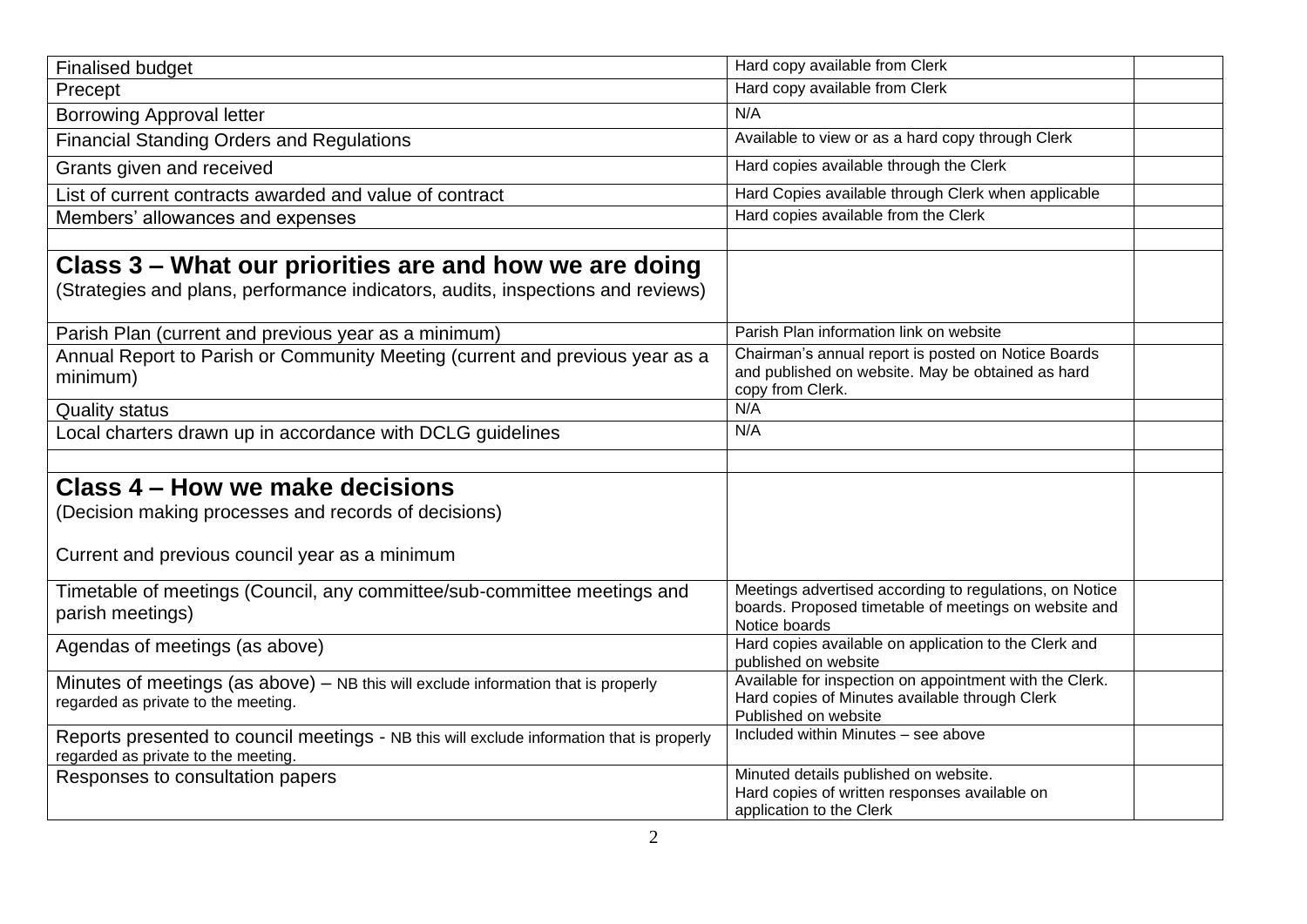| | | |
|---|---|---|
| Finalised budget | Hard copy available from Clerk | |
| Precept | Hard copy available from Clerk | |
| Borrowing Approval letter | N/A | |
| Financial Standing Orders and Regulations | Available to view or as a hard copy through Clerk | |
| Grants given and received | Hard copies available through the Clerk | |
| List of current contracts awarded and value of contract | Hard Copies available through Clerk when applicable | |
| Members' allowances and expenses | Hard copies available from the Clerk | |
| | | |
| **Class 3 – What our priorities are and how we are doing**<br>(Strategies and plans, performance indicators, audits, inspections and reviews) | | |
| Parish Plan (current and previous year as a minimum) | Parish Plan information link on website | |
| Annual Report to Parish or Community Meeting (current and previous year as a minimum) | Chairman's annual report is posted on Notice Boards and published on website. May be obtained as hard copy from Clerk. | |
| Quality status | N/A | |
| Local charters drawn up in accordance with DCLG guidelines | N/A | |
| | | |
| **Class 4 – How we make decisions**<br>(Decision making processes and records of decisions)<br><br>Current and previous council year as a minimum | | |
| Timetable of meetings (Council, any committee/sub-committee meetings and parish meetings) | Meetings advertised according to regulations, on Notice boards. Proposed timetable of meetings on website and Notice boards | |
| Agendas of meetings (as above) | Hard copies available on application to the Clerk and published on website | |
| Minutes of meetings (as above) – NB this will exclude information that is properly regarded as private to the meeting. | Available for inspection on appointment with the Clerk.<br>Hard copies of Minutes available through Clerk<br>Published on website | |
| Reports presented to council meetings - NB this will exclude information that is properly regarded as private to the meeting. | Included within Minutes – see above | |
| Responses to consultation papers | Minuted details published on website.<br>Hard copies of written responses available on application to the Clerk | |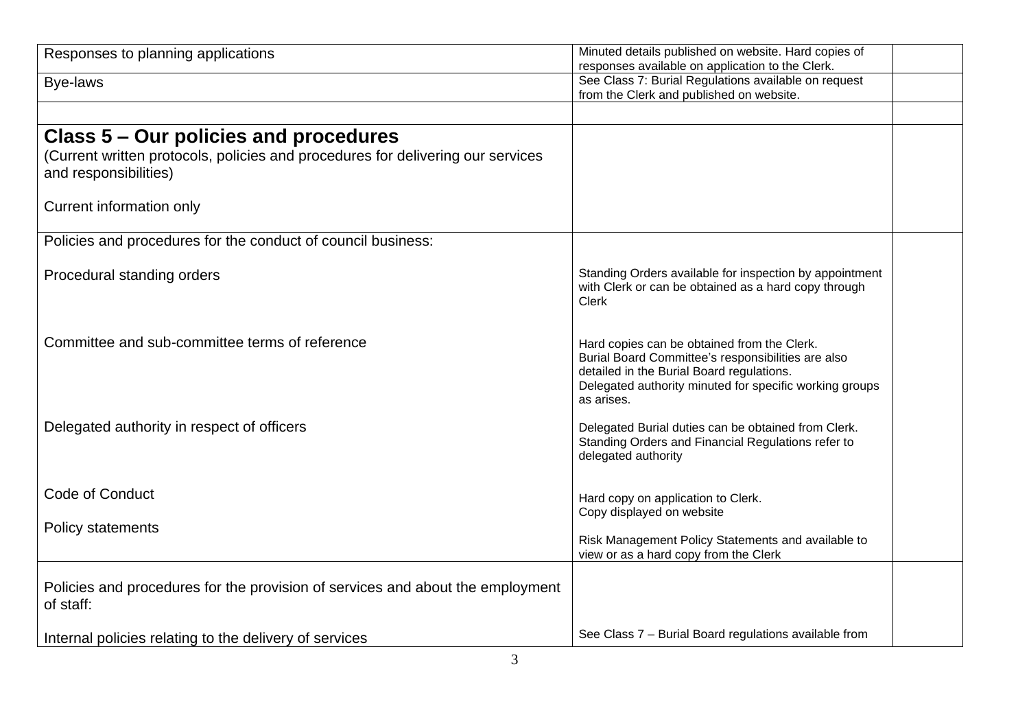| | | |
|---|---|---|
| Responses to planning applications | Minuted details published on website. Hard copies of responses available on application to the Clerk. | |
| Bye-laws | See Class 7: Burial Regulations available on request from the Clerk and published on website. | |
| | | |
| **Class 5 – Our policies and procedures**<br>(Current written protocols, policies and procedures for delivering our services and responsibilities)<br><br>Current information only | | |
| Policies and procedures for the conduct of council business:<br><br>Procedural standing orders<br><br>Committee and sub-committee terms of reference<br><br>Delegated authority in respect of officers<br><br>Code of Conduct<br><br>Policy statements | Standing Orders available for inspection by appointment with Clerk or can be obtained as a hard copy through Clerk<br><br>Hard copies can be obtained from the Clerk.<br>Burial Board Committee's responsibilities are also detailed in the Burial Board regulations.<br>Delegated authority minuted for specific working groups as arises.<br><br>Delegated Burial duties can be obtained from Clerk.<br>Standing Orders and Financial Regulations refer to delegated authority<br><br>Hard copy on application to Clerk.<br>Copy displayed on website<br><br>Risk Management Policy Statements and available to view or as a hard copy from the Clerk | |
| Policies and procedures for the provision of services and about the employment of staff:<br><br>Internal policies relating to the delivery of services | See Class 7 – Burial Board regulations available from | |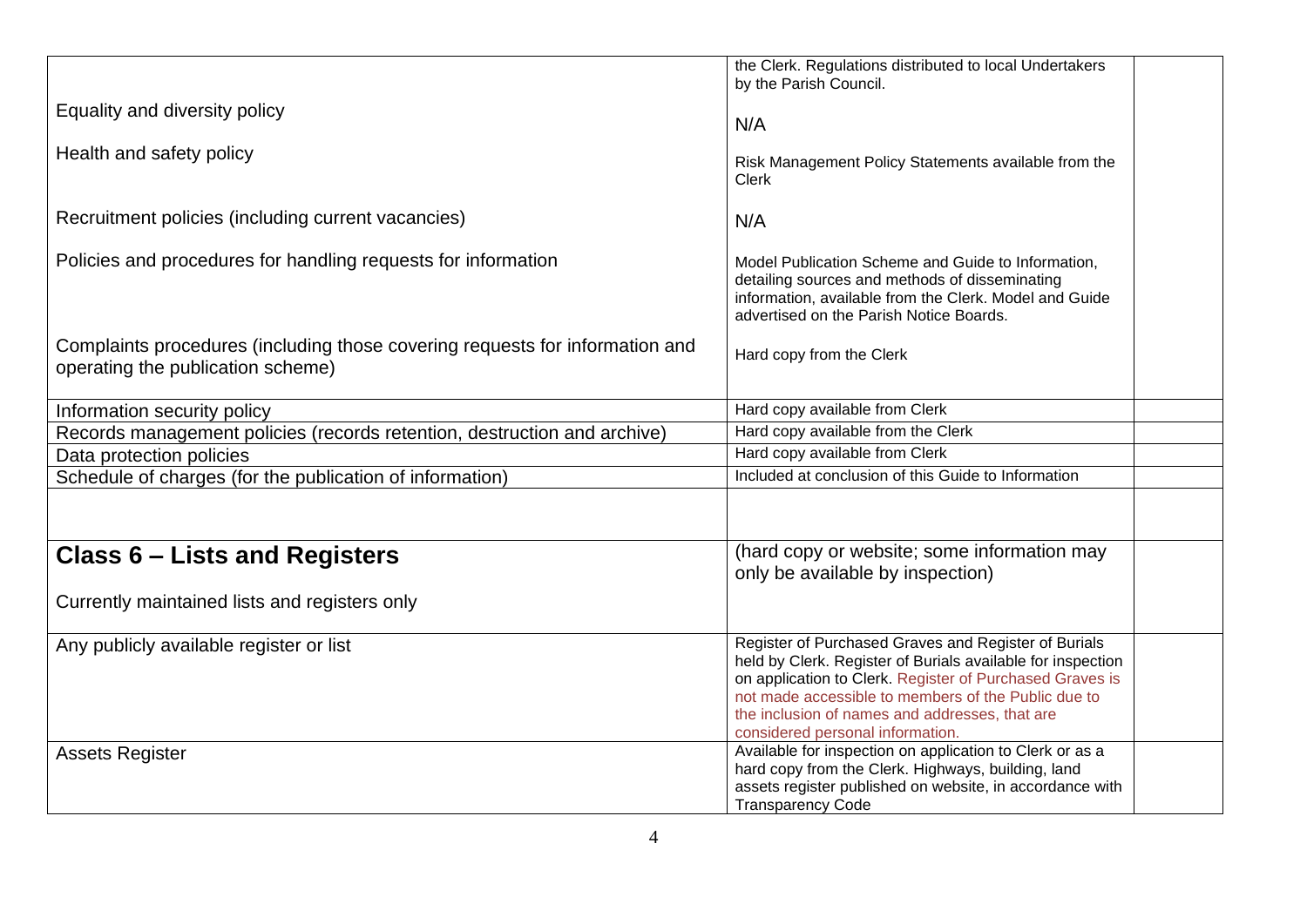| | | |
|---|---|---|
| | the Clerk. Regulations distributed to local Undertakers by the Parish Council. | |
| Equality and diversity policy | N/A | |
| Health and safety policy | Risk Management Policy Statements available from the Clerk | |
| Recruitment policies (including current vacancies) | N/A | |
| Policies and procedures for handling requests for information | Model Publication Scheme and Guide to Information, detailing sources and methods of disseminating information, available from the Clerk. Model and Guide advertised on the Parish Notice Boards. | |
| Complaints procedures (including those covering requests for information and operating the publication scheme) | Hard copy from the Clerk | |
| Information security policy | Hard copy available from Clerk | |
| Records management policies (records retention, destruction and archive) | Hard copy available from the Clerk | |
| Data protection policies | Hard copy available from Clerk | |
| Schedule of charges (for the publication of information) | Included at conclusion of this Guide to Information | |
| | | |
| **Class 6 – Lists and Registers**<br><br>Currently maintained lists and registers only | (hard copy or website; some information may only be available by inspection) | |
| Any publicly available register or list | Register of Purchased Graves and Register of Burials held by Clerk. Register of Burials available for inspection on application to Clerk. Register of Purchased Graves is not made accessible to members of the Public due to the inclusion of names and addresses, that are considered personal information. | |
| Assets Register | Available for inspection on application to Clerk or as a hard copy from the Clerk. Highways, building, land assets register published on website, in accordance with Transparency Code | |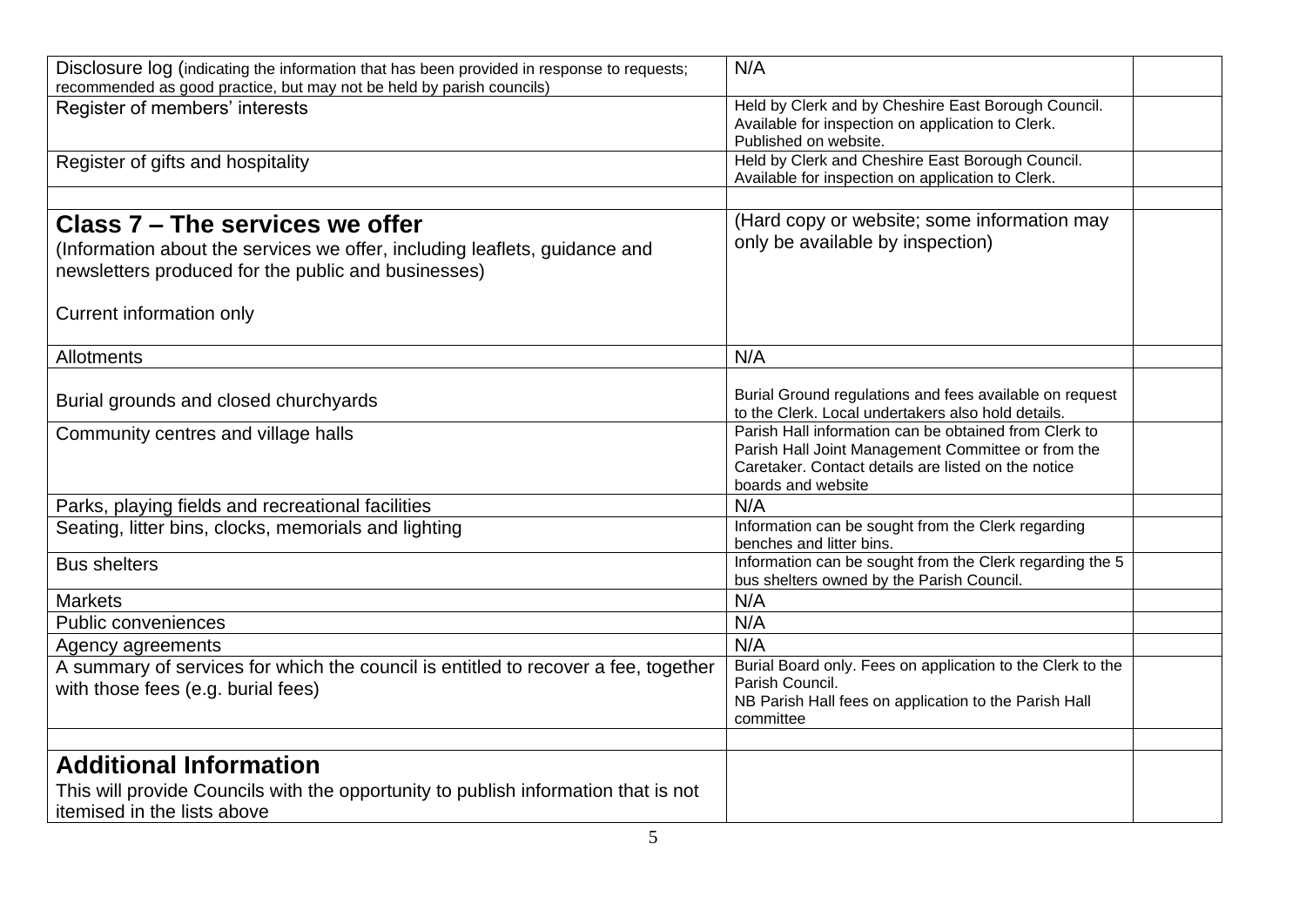| | | |
|---|---|---|
| Disclosure log (indicating the information that has been provided in response to requests; recommended as good practice, but may not be held by parish councils) | N/A | |
| Register of members' interests | Held by Clerk and by Cheshire East Borough Council. Available for inspection on application to Clerk. Published on website. | |
| Register of gifts and hospitality | Held by Clerk and Cheshire East Borough Council. Available for inspection on application to Clerk. | |
| | | |
| **Class 7 – The services we offer**<br>(Information about the services we offer, including leaflets, guidance and newsletters produced for the public and businesses)<br><br>Current information only | (Hard copy or website; some information may only be available by inspection) | |
| Allotments | N/A | |
| Burial grounds and closed churchyards | Burial Ground regulations and fees available on request to the Clerk. Local undertakers also hold details. | |
| Community centres and village halls | Parish Hall information can be obtained from Clerk to Parish Hall Joint Management Committee or from the Caretaker. Contact details are listed on the notice boards and website | |
| Parks, playing fields and recreational facilities | N/A | |
| Seating, litter bins, clocks, memorials and lighting | Information can be sought from the Clerk regarding benches and litter bins. | |
| Bus shelters | Information can be sought from the Clerk regarding the 5 bus shelters owned by the Parish Council. | |
| Markets | N/A | |
| Public conveniences | N/A | |
| Agency agreements | N/A | |
| A summary of services for which the council is entitled to recover a fee, together with those fees (e.g. burial fees) | Burial Board only. Fees on application to the Clerk to the Parish Council.<br>NB Parish Hall fees on application to the Parish Hall committee | |
| | | |
| **Additional Information**<br>This will provide Councils with the opportunity to publish information that is not itemised in the lists above | | |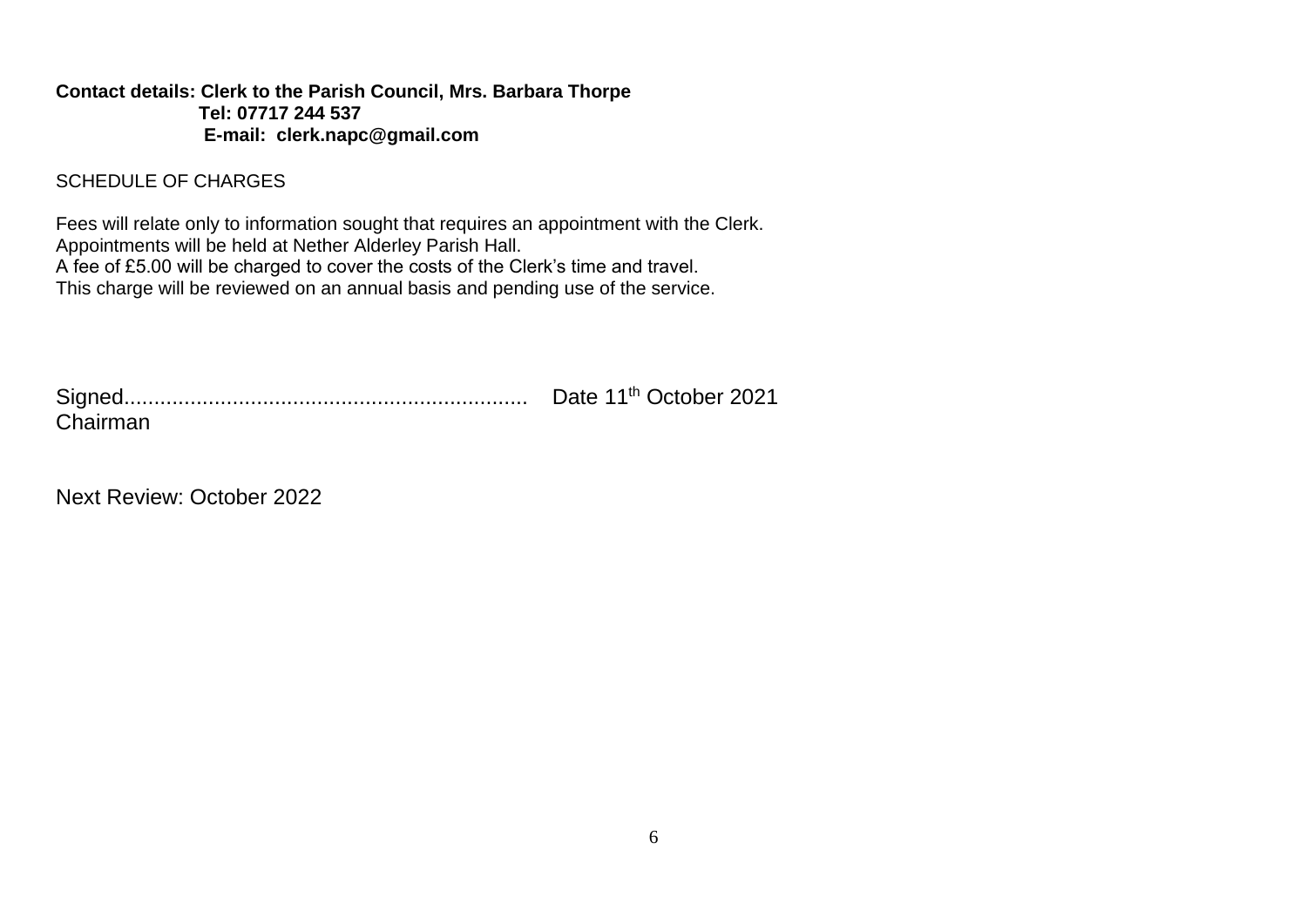**Contact details: Clerk to the Parish Council, Mrs. Barbara Thorpe**
**Tel: 07717 244 537**
**E-mail: clerk.napc@gmail.com**

SCHEDULE OF CHARGES

Fees will relate only to information sought that requires an appointment with the Clerk.
Appointments will be held at Nether Alderley Parish Hall.
A fee of £5.00 will be charged to cover the costs of the Clerk's time and travel.
This charge will be reviewed on an annual basis and pending use of the service.

Signed.................................................................... Date 11th October 2021
Chairman

Next Review: October 2022